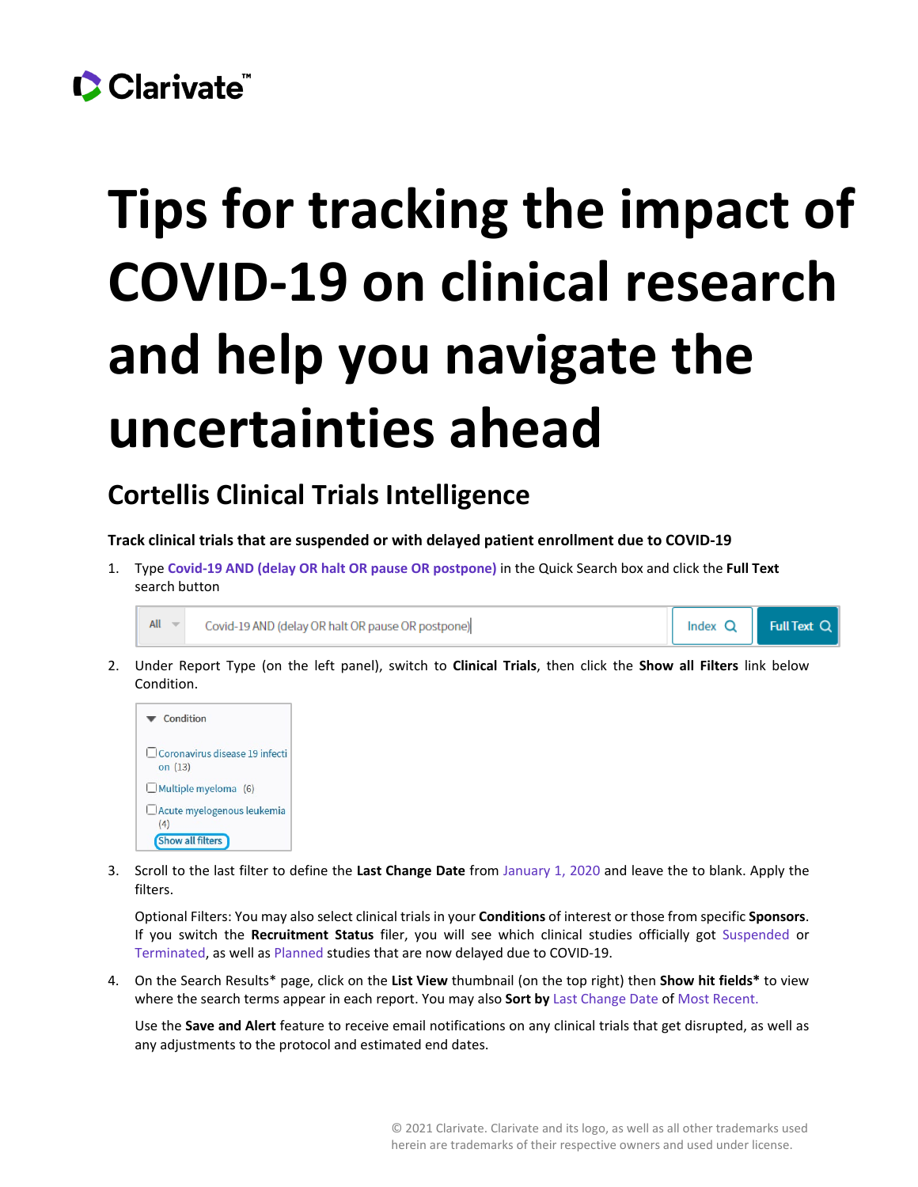Clarivate™

# Tips for tracking the impact of COVID-19 on clinical research and help you navigate the uncertainties ahead

## Cortellis Clinical Trials Intelligence

**Track clinical trials that are suspended or with delayed patient enrollment due to COVID-19**

1. Type **Covid-19 AND (delay OR halt OR pause OR postpone)** in the Quick Search box and click the **Full Text** search button

2. Under Report Type (on the left panel), switch to **Clinical Trials**, then click the **Show all Filters** link below Condition.

3. Scroll to the last filter to define the **Last Change Date** from January 1, 2020 and leave the to blank. Apply the filters.

   Optional Filters: You may also select clinical trials in your **Conditions** of interest or those from specific **Sponsors**. If you switch the **Recruitment Status** filer, you will see which clinical studies officially got Suspended or Terminated, as well as Planned studies that are now delayed due to COVID-19.

4. On the Search Results* page, click on the **List View** thumbnail (on the top right) then **Show hit fields*** to view where the search terms appear in each report. You may also **Sort by** Last Change Date of Most Recent.

   Use the **Save and Alert** feature to receive email notifications on any clinical trials that get disrupted, as well as any adjustments to the protocol and estimated end dates.

© 2021 Clarivate. Clarivate and its logo, as well as all other trademarks used herein are trademarks of their respective owners and used under license.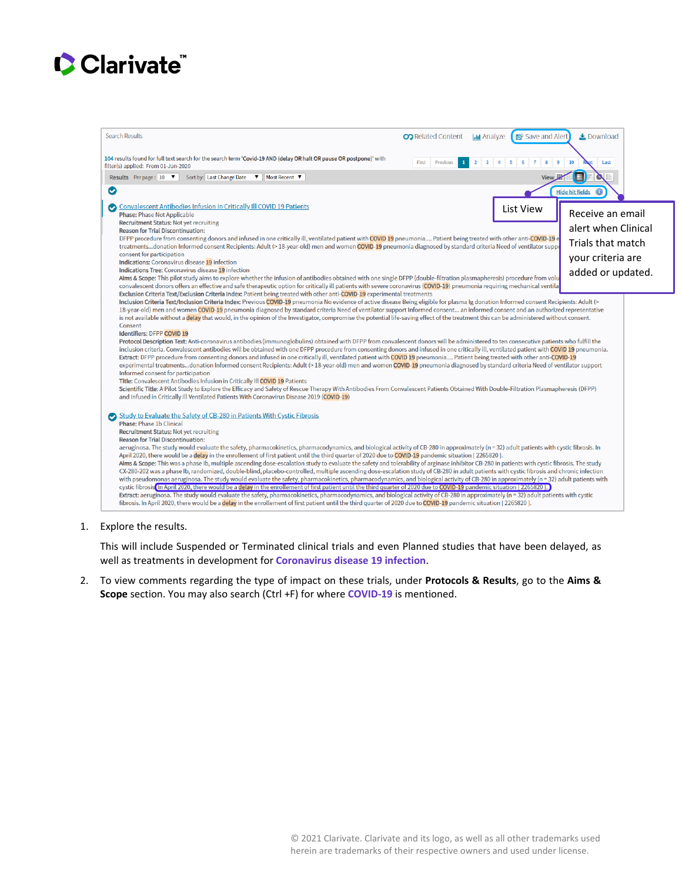1. Explore the results.

   This will include Suspended or Terminated clinical trials and even Planned studies that have been delayed, as well as treatments in development for **Coronavirus disease 19 infection**.

2. To view comments regarding the type of impact on these trials, under **Protocols & Results**, go to the **Aims & Scope** section. You may also search (Ctrl +F) for where **COVID-19** is mentioned.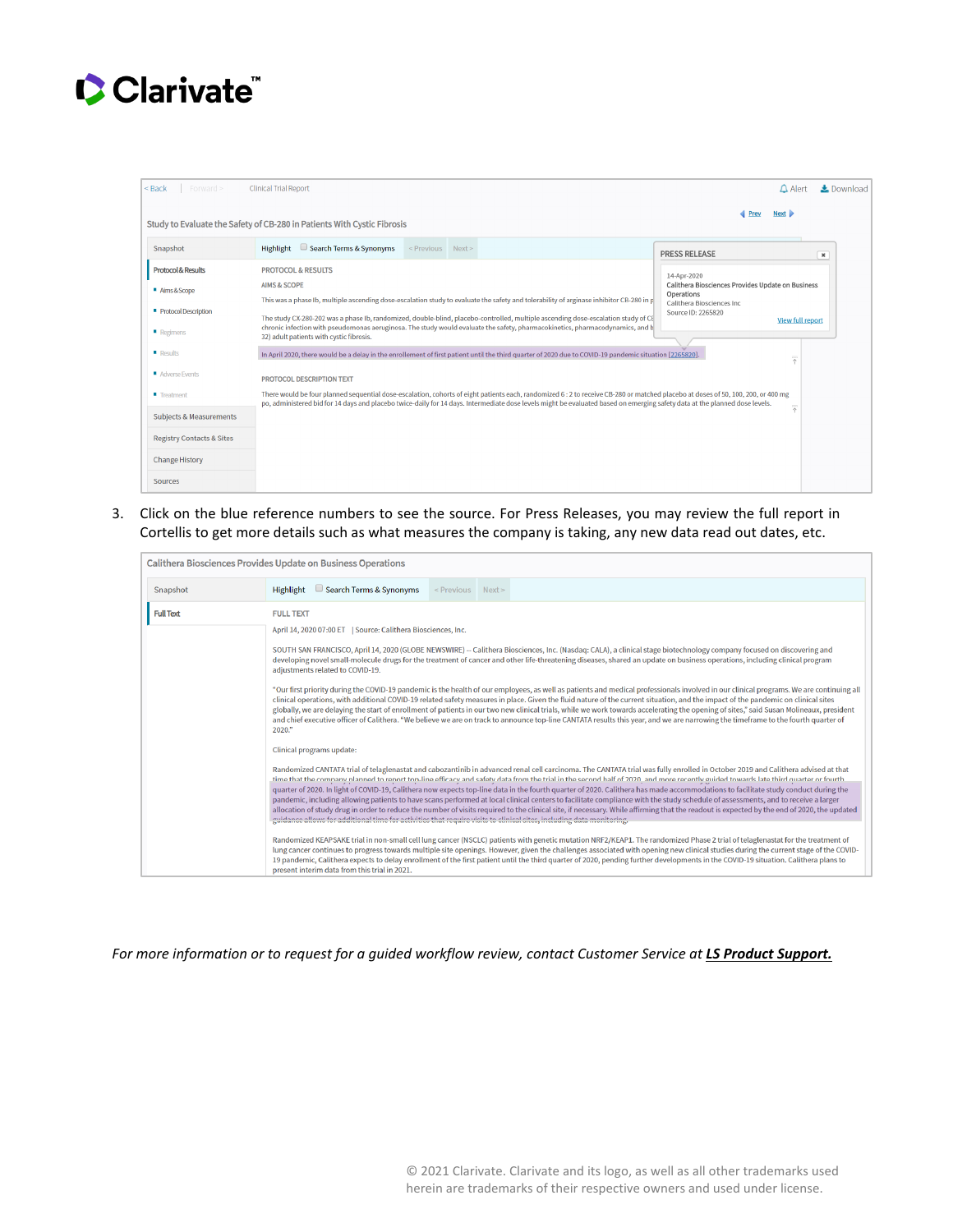3. Click on the blue reference numbers to see the source. For Press Releases, you may review the full report in Cortellis to get more details such as what measures the company is taking, any new data read out dates, etc.

*For more information or to request for a guided workflow review, contact Customer Service at* ***LS Product Support.***

© 2021 Clarivate. Clarivate and its logo, as well as all other trademarks used herein are trademarks of their respective owners and used under license.